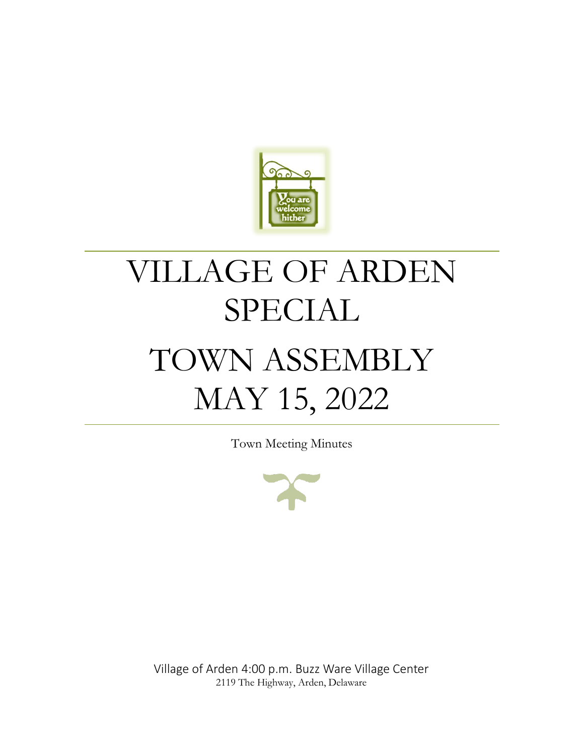# VILLAGE OF ARDEN SPECIAL

# TOWN ASSEMBLY MAY 15, 2022

Town Meeting Minutes

Village of Arden 4:00 p.m. Buzz Ware Village Center
2119 The Highway, Arden, Delaware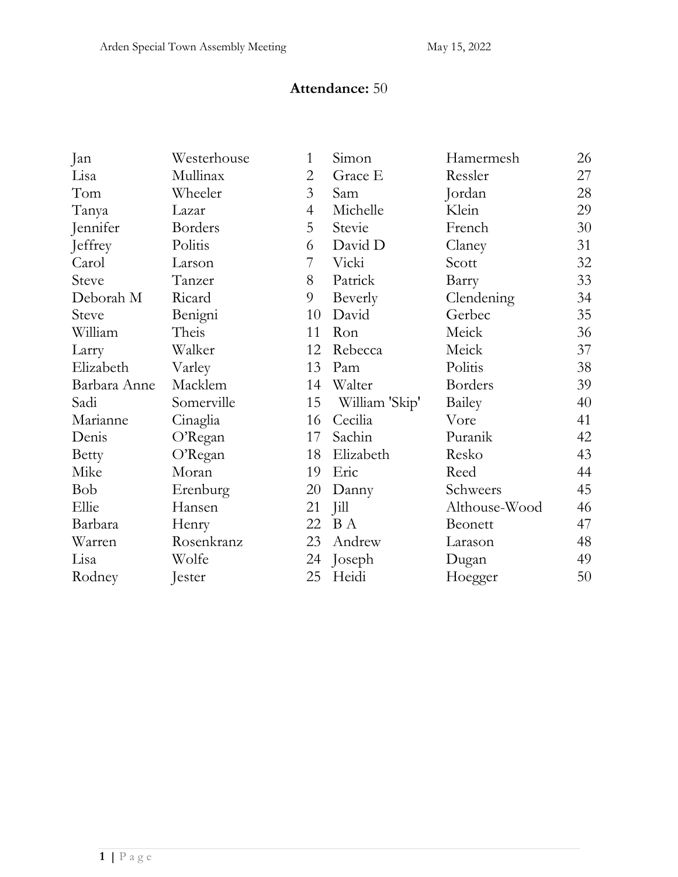**Attendance:** 50

| | | | | | |
|---|---|---|---|---|---|
| Jan | Westerhouse | 1 | Simon | Hamermesh | 26 |
| Lisa | Mullinax | 2 | Grace E | Ressler | 27 |
| Tom | Wheeler | 3 | Sam | Jordan | 28 |
| Tanya | Lazar | 4 | Michelle | Klein | 29 |
| Jennifer | Borders | 5 | Stevie | French | 30 |
| Jeffrey | Politis | 6 | David D | Claney | 31 |
| Carol | Larson | 7 | Vicki | Scott | 32 |
| Steve | Tanzer | 8 | Patrick | Barry | 33 |
| Deborah M | Ricard | 9 | Beverly | Clendening | 34 |
| Steve | Benigni | 10 | David | Gerbec | 35 |
| William | Theis | 11 | Ron | Meick | 36 |
| Larry | Walker | 12 | Rebecca | Meick | 37 |
| Elizabeth | Varley | 13 | Pam | Politis | 38 |
| Barbara Anne | Macklem | 14 | Walter | Borders | 39 |
| Sadi | Somerville | 15 | William 'Skip' | Bailey | 40 |
| Marianne | Cinaglia | 16 | Cecilia | Vore | 41 |
| Denis | O'Regan | 17 | Sachin | Puranik | 42 |
| Betty | O'Regan | 18 | Elizabeth | Resko | 43 |
| Mike | Moran | 19 | Eric | Reed | 44 |
| Bob | Erenburg | 20 | Danny | Schweers | 45 |
| Ellie | Hansen | 21 | Jill | Althouse-Wood | 46 |
| Barbara | Henry | 22 | B A | Beonett | 47 |
| Warren | Rosenkranz | 23 | Andrew | Larason | 48 |
| Lisa | Wolfe | 24 | Joseph | Dugan | 49 |
| Rodney | Jester | 25 | Heidi | Hoegger | 50 |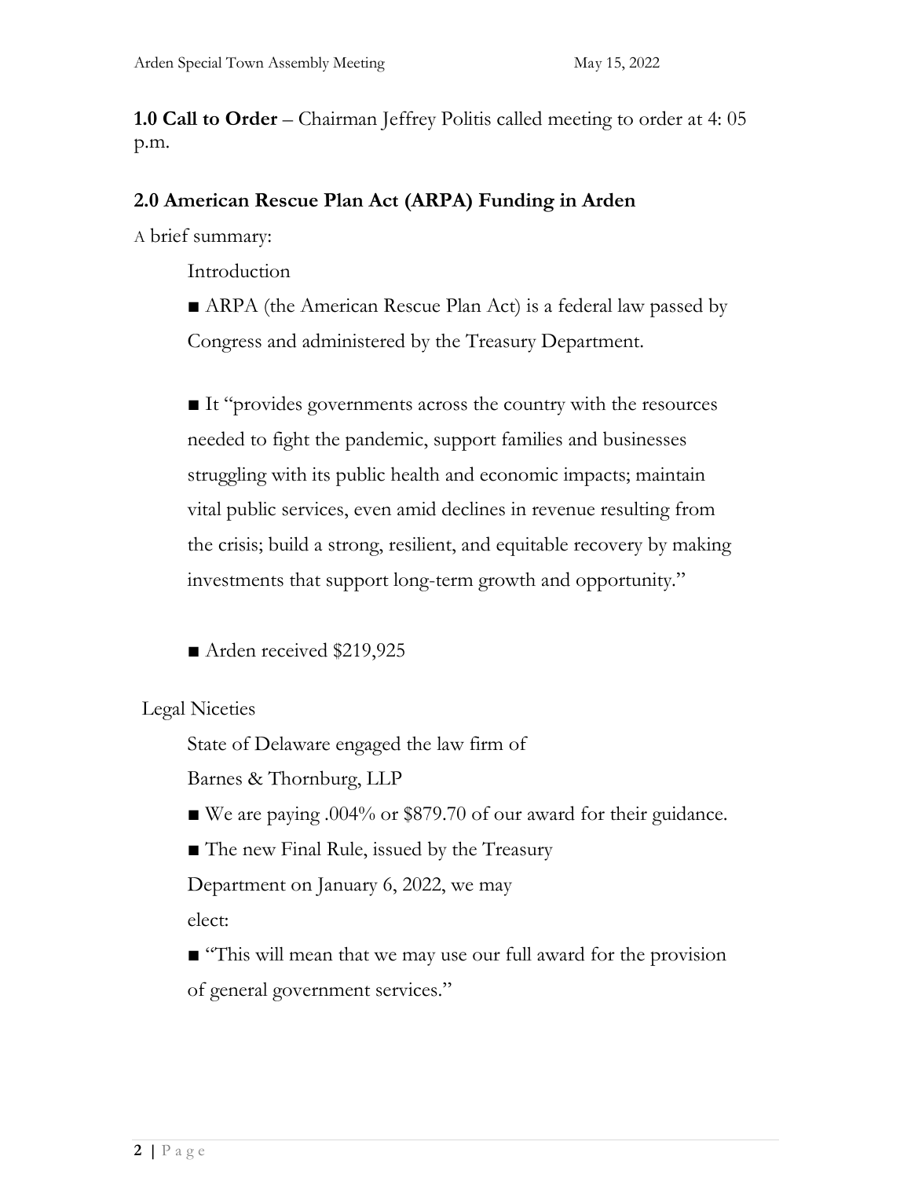**1.0 Call to Order** – Chairman Jeffrey Politis called meeting to order at 4: 05 p.m.

**2.0 American Rescue Plan Act (ARPA) Funding in Arden**

A brief summary:

Introduction

■ ARPA (the American Rescue Plan Act) is a federal law passed by Congress and administered by the Treasury Department.

■ It "provides governments across the country with the resources needed to fight the pandemic, support families and businesses struggling with its public health and economic impacts; maintain vital public services, even amid declines in revenue resulting from the crisis; build a strong, resilient, and equitable recovery by making investments that support long-term growth and opportunity."

■ Arden received $219,925

Legal Niceties

State of Delaware engaged the law firm of Barnes & Thornburg, LLP

■ We are paying .004% or $879.70 of our award for their guidance.

■ The new Final Rule, issued by the Treasury Department on January 6, 2022, we may elect:

■ "This will mean that we may use our full award for the provision of general government services."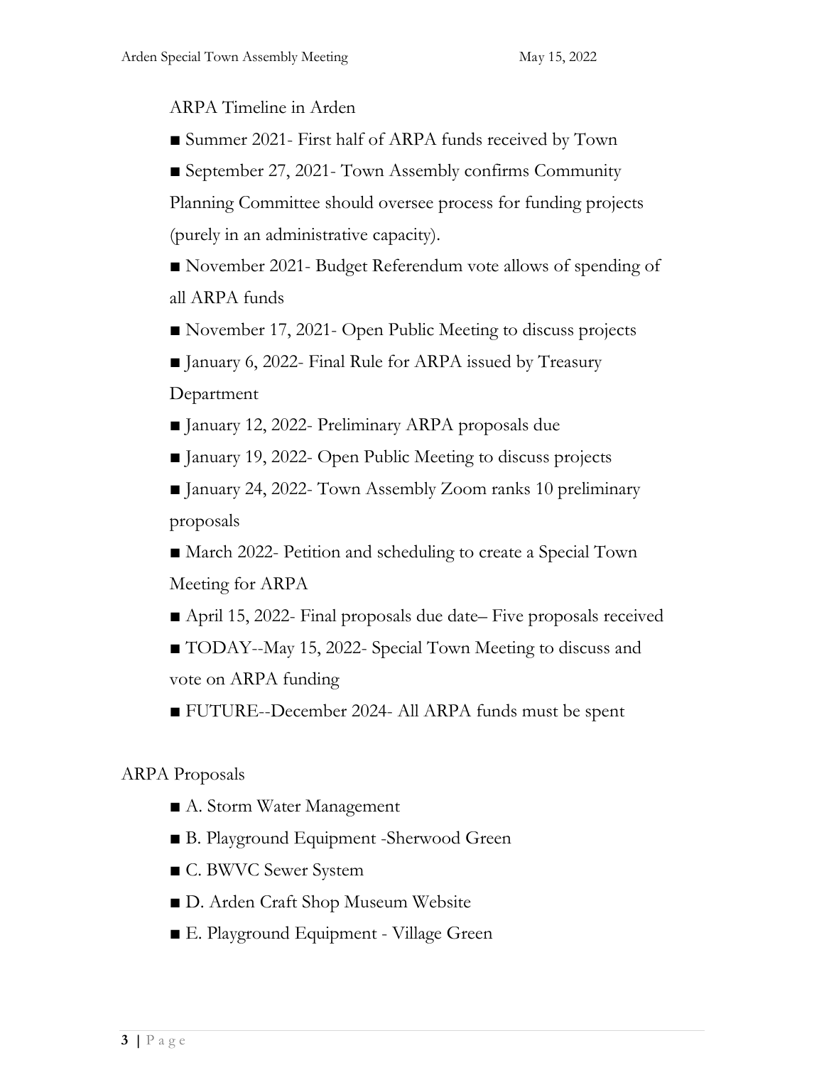ARPA Timeline in Arden

- Summer 2021- First half of ARPA funds received by Town
- September 27, 2021- Town Assembly confirms Community Planning Committee should oversee process for funding projects (purely in an administrative capacity).
- November 2021- Budget Referendum vote allows of spending of all ARPA funds
- November 17, 2021- Open Public Meeting to discuss projects
- January 6, 2022- Final Rule for ARPA issued by Treasury Department
- January 12, 2022- Preliminary ARPA proposals due
- January 19, 2022- Open Public Meeting to discuss projects
- January 24, 2022- Town Assembly Zoom ranks 10 preliminary proposals
- March 2022- Petition and scheduling to create a Special Town Meeting for ARPA
- April 15, 2022- Final proposals due date– Five proposals received
- TODAY--May 15, 2022- Special Town Meeting to discuss and vote on ARPA funding
- FUTURE--December 2024- All ARPA funds must be spent

ARPA Proposals

- A. Storm Water Management
- B. Playground Equipment -Sherwood Green
- C. BWVC Sewer System
- D. Arden Craft Shop Museum Website
- E. Playground Equipment - Village Green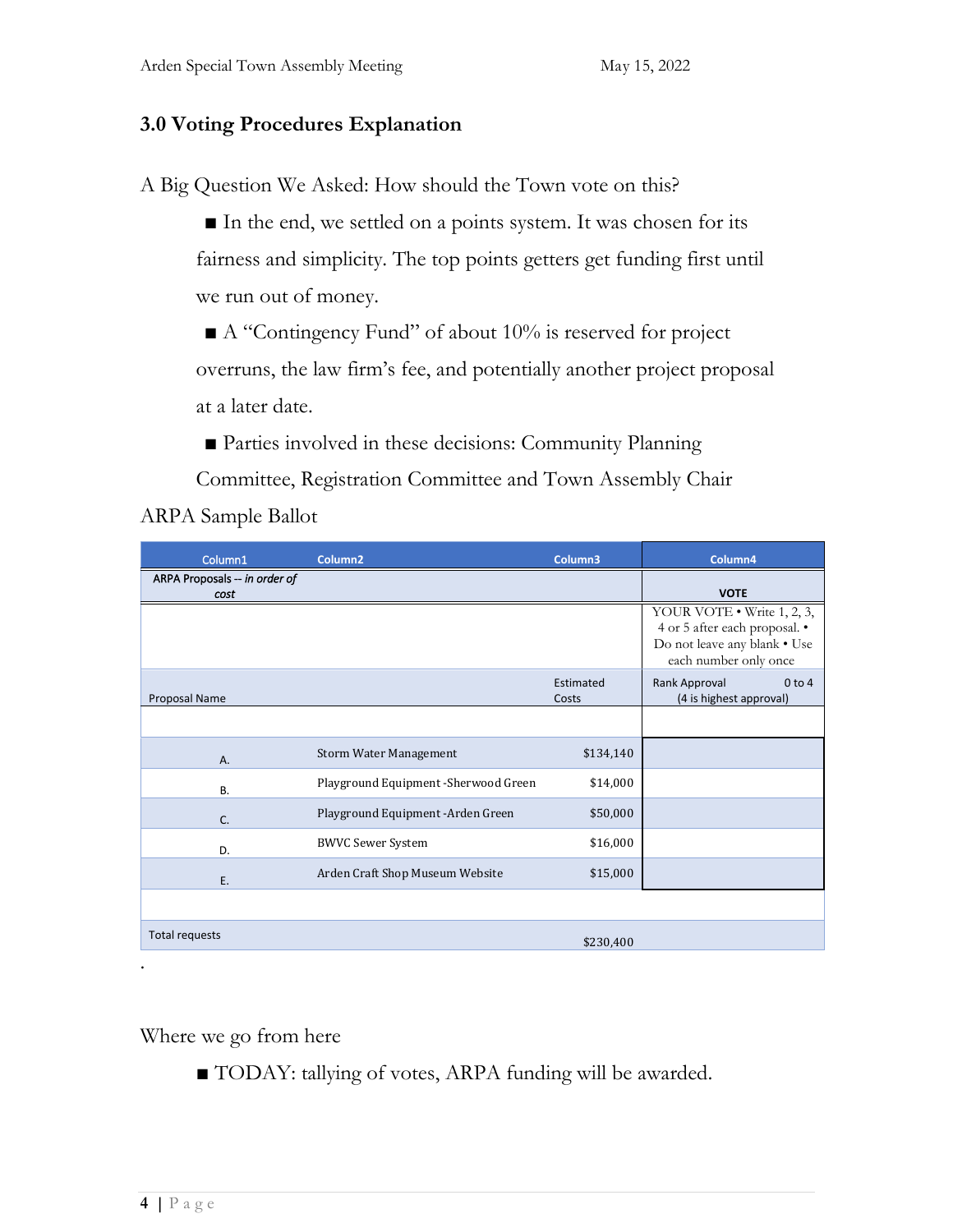### 3.0 Voting Procedures Explanation

A Big Question We Asked: How should the Town vote on this?

- In the end, we settled on a points system. It was chosen for its fairness and simplicity. The top points getters get funding first until we run out of money.
- A "Contingency Fund" of about 10% is reserved for project overruns, the law firm's fee, and potentially another project proposal at a later date.
- Parties involved in these decisions: Community Planning Committee, Registration Committee and Town Assembly Chair

ARPA Sample Ballot

| Column1 | Column2 | Column3 | Column4 |
|---|---|---|---|
| ARPA Proposals -- *in order of cost* | | | **VOTE** |
| | | | YOUR VOTE • Write 1, 2, 3, 4 or 5 after each proposal. • Do not leave any blank • Use each number only once |
| Proposal Name | | Estimated Costs | Rank Approval 0 to 4 (4 is highest approval) |
| | | | |
| A. | Storm Water Management | $134,140 | |
| B. | Playground Equipment -Sherwood Green | $14,000 | |
| C. | Playground Equipment -Arden Green | $50,000 | |
| D. | BWVC Sewer System | $16,000 | |
| E. | Arden Craft Shop Museum Website | $15,000 | |
| | | | |
| Total requests | | $230,400 | |

.

Where we go from here

- TODAY: tallying of votes, ARPA funding will be awarded.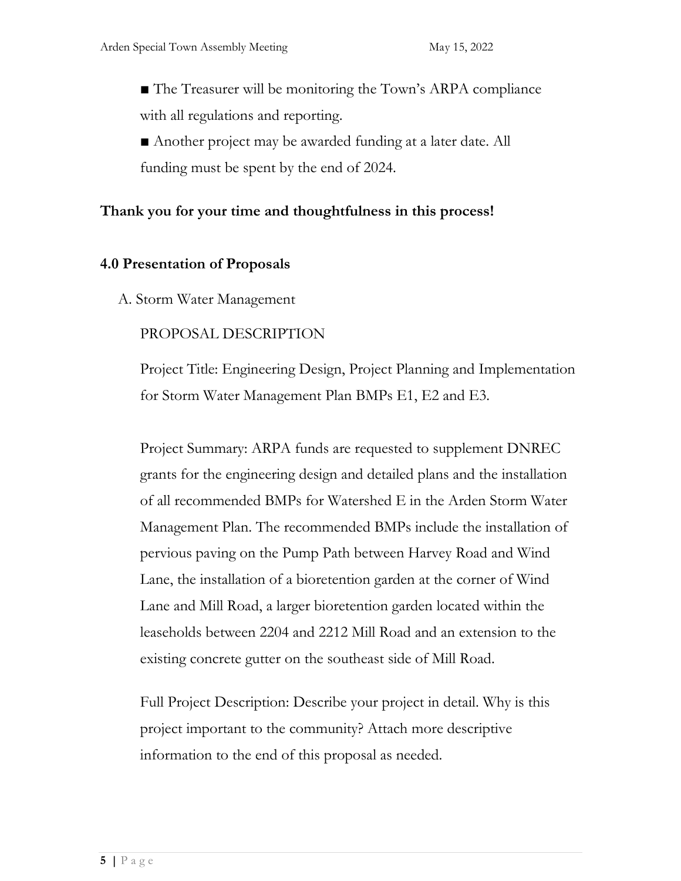■ The Treasurer will be monitoring the Town's ARPA compliance with all regulations and reporting.

■ Another project may be awarded funding at a later date. All funding must be spent by the end of 2024.

**Thank you for your time and thoughtfulness in this process!**

## 4.0 Presentation of Proposals

A. Storm Water Management

PROPOSAL DESCRIPTION

Project Title: Engineering Design, Project Planning and Implementation for Storm Water Management Plan BMPs E1, E2 and E3.

Project Summary: ARPA funds are requested to supplement DNREC grants for the engineering design and detailed plans and the installation of all recommended BMPs for Watershed E in the Arden Storm Water Management Plan. The recommended BMPs include the installation of pervious paving on the Pump Path between Harvey Road and Wind Lane, the installation of a bioretention garden at the corner of Wind Lane and Mill Road, a larger bioretention garden located within the leaseholds between 2204 and 2212 Mill Road and an extension to the existing concrete gutter on the southeast side of Mill Road.

Full Project Description: Describe your project in detail. Why is this project important to the community? Attach more descriptive information to the end of this proposal as needed.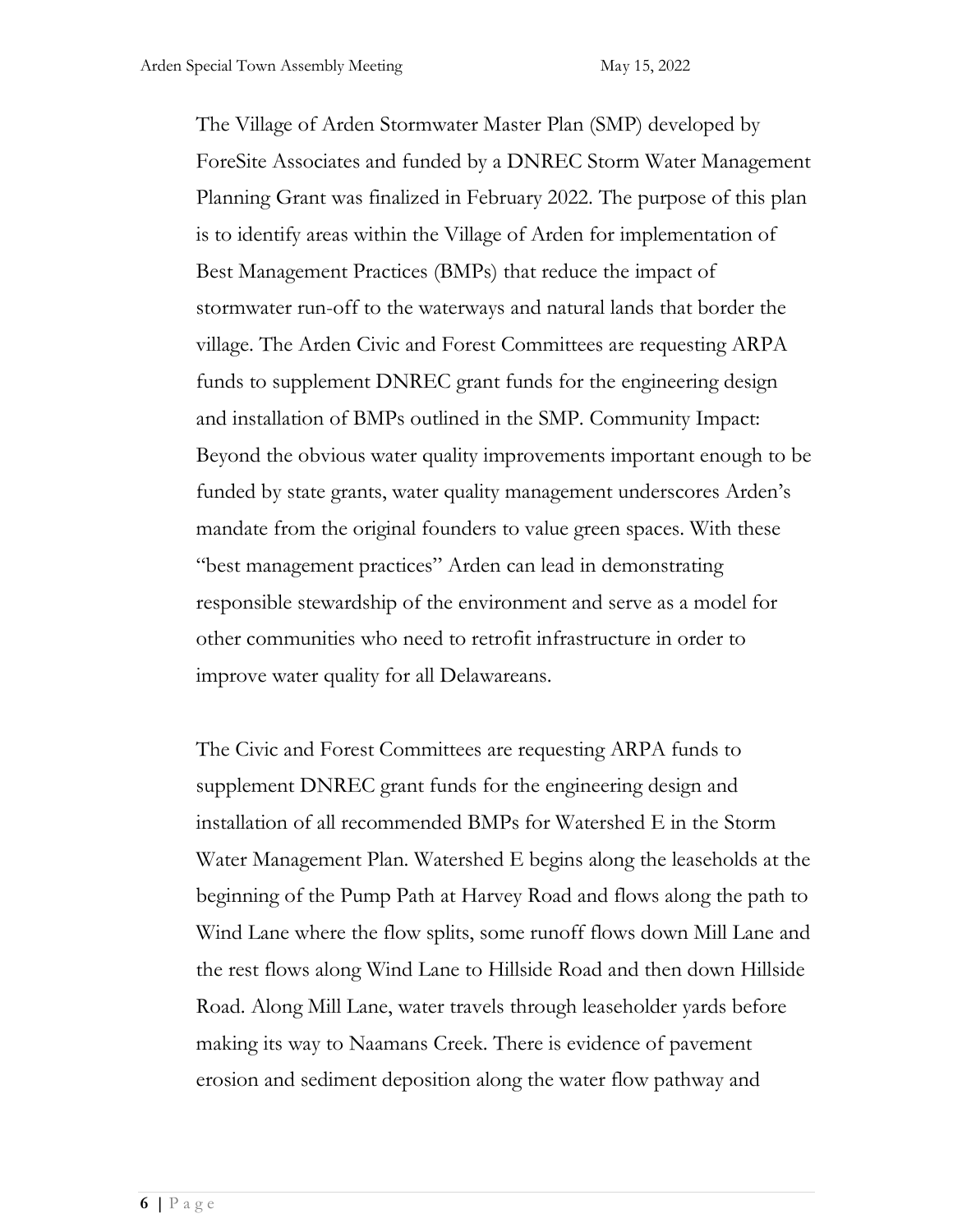The Village of Arden Stormwater Master Plan (SMP) developed by ForeSite Associates and funded by a DNREC Storm Water Management Planning Grant was finalized in February 2022. The purpose of this plan is to identify areas within the Village of Arden for implementation of Best Management Practices (BMPs) that reduce the impact of stormwater run-off to the waterways and natural lands that border the village. The Arden Civic and Forest Committees are requesting ARPA funds to supplement DNREC grant funds for the engineering design and installation of BMPs outlined in the SMP. Community Impact: Beyond the obvious water quality improvements important enough to be funded by state grants, water quality management underscores Arden's mandate from the original founders to value green spaces. With these "best management practices" Arden can lead in demonstrating responsible stewardship of the environment and serve as a model for other communities who need to retrofit infrastructure in order to improve water quality for all Delawareans.

The Civic and Forest Committees are requesting ARPA funds to supplement DNREC grant funds for the engineering design and installation of all recommended BMPs for Watershed E in the Storm Water Management Plan. Watershed E begins along the leaseholds at the beginning of the Pump Path at Harvey Road and flows along the path to Wind Lane where the flow splits, some runoff flows down Mill Lane and the rest flows along Wind Lane to Hillside Road and then down Hillside Road. Along Mill Lane, water travels through leaseholder yards before making its way to Naamans Creek. There is evidence of pavement erosion and sediment deposition along the water flow pathway and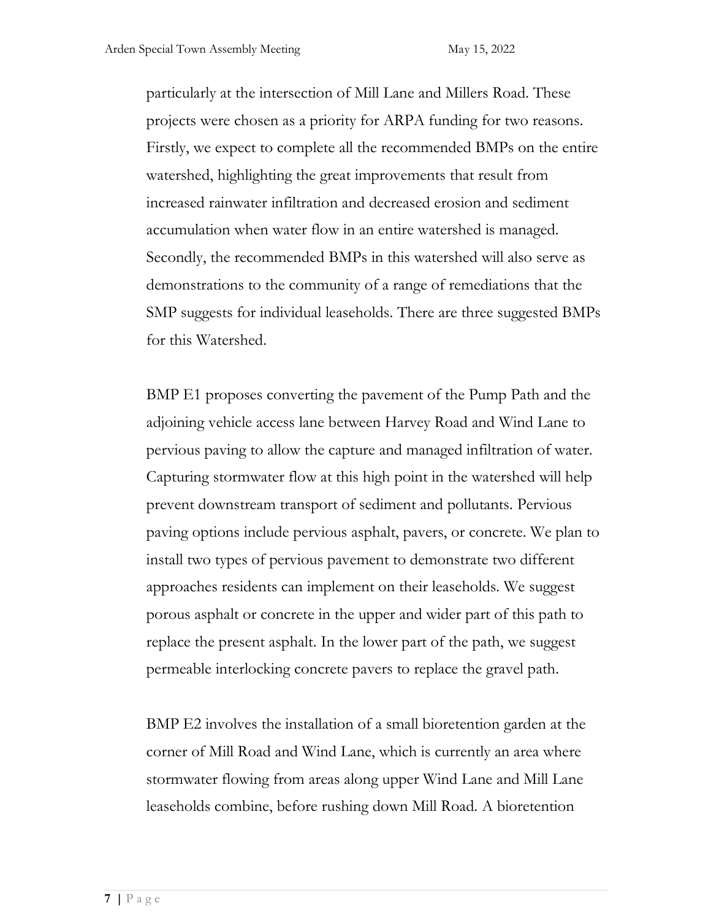particularly at the intersection of Mill Lane and Millers Road. These projects were chosen as a priority for ARPA funding for two reasons. Firstly, we expect to complete all the recommended BMPs on the entire watershed, highlighting the great improvements that result from increased rainwater infiltration and decreased erosion and sediment accumulation when water flow in an entire watershed is managed. Secondly, the recommended BMPs in this watershed will also serve as demonstrations to the community of a range of remediations that the SMP suggests for individual leaseholds. There are three suggested BMPs for this Watershed.

BMP E1 proposes converting the pavement of the Pump Path and the adjoining vehicle access lane between Harvey Road and Wind Lane to pervious paving to allow the capture and managed infiltration of water. Capturing stormwater flow at this high point in the watershed will help prevent downstream transport of sediment and pollutants. Pervious paving options include pervious asphalt, pavers, or concrete. We plan to install two types of pervious pavement to demonstrate two different approaches residents can implement on their leaseholds. We suggest porous asphalt or concrete in the upper and wider part of this path to replace the present asphalt. In the lower part of the path, we suggest permeable interlocking concrete pavers to replace the gravel path.

BMP E2 involves the installation of a small bioretention garden at the corner of Mill Road and Wind Lane, which is currently an area where stormwater flowing from areas along upper Wind Lane and Mill Lane leaseholds combine, before rushing down Mill Road. A bioretention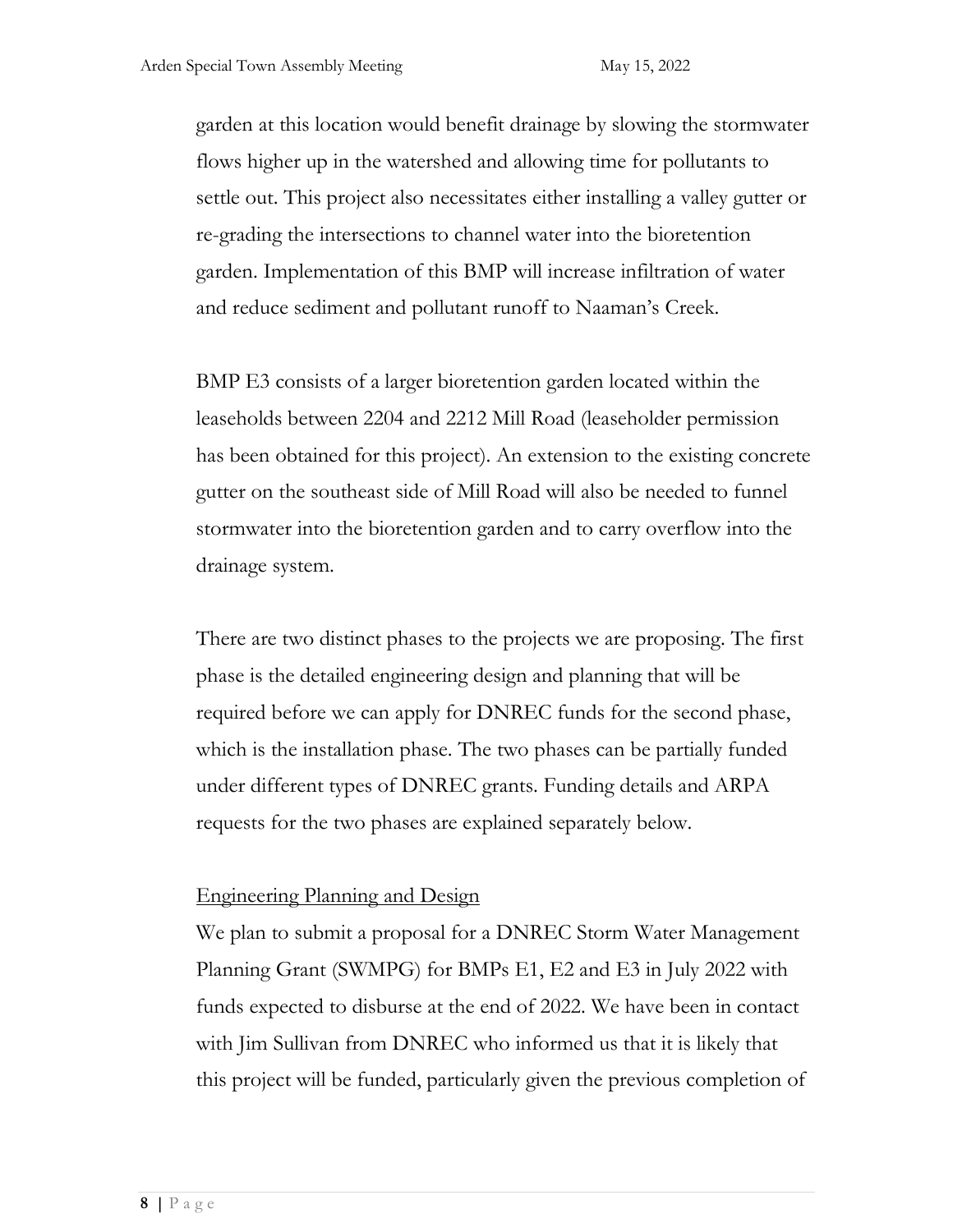garden at this location would benefit drainage by slowing the stormwater flows higher up in the watershed and allowing time for pollutants to settle out. This project also necessitates either installing a valley gutter or re-grading the intersections to channel water into the bioretention garden. Implementation of this BMP will increase infiltration of water and reduce sediment and pollutant runoff to Naaman's Creek.

BMP E3 consists of a larger bioretention garden located within the leaseholds between 2204 and 2212 Mill Road (leaseholder permission has been obtained for this project). An extension to the existing concrete gutter on the southeast side of Mill Road will also be needed to funnel stormwater into the bioretention garden and to carry overflow into the drainage system.

There are two distinct phases to the projects we are proposing. The first phase is the detailed engineering design and planning that will be required before we can apply for DNREC funds for the second phase, which is the installation phase. The two phases can be partially funded under different types of DNREC grants. Funding details and ARPA requests for the two phases are explained separately below.

<u>Engineering Planning and Design</u>

We plan to submit a proposal for a DNREC Storm Water Management Planning Grant (SWMPG) for BMPs E1, E2 and E3 in July 2022 with funds expected to disburse at the end of 2022. We have been in contact with Jim Sullivan from DNREC who informed us that it is likely that this project will be funded, particularly given the previous completion of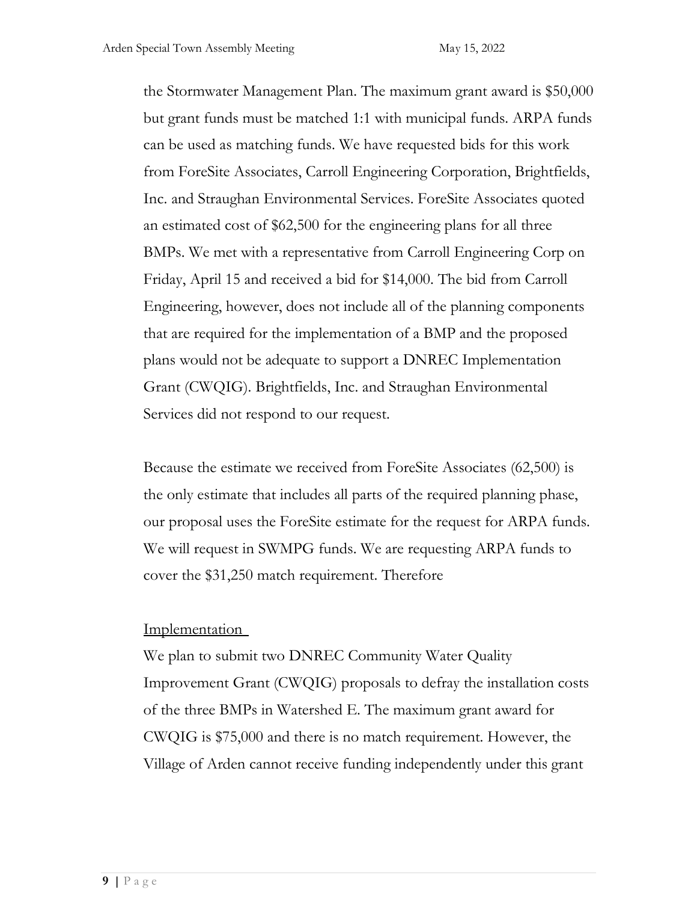the Stormwater Management Plan. The maximum grant award is $50,000 but grant funds must be matched 1:1 with municipal funds. ARPA funds can be used as matching funds. We have requested bids for this work from ForeSite Associates, Carroll Engineering Corporation, Brightfields, Inc. and Straughan Environmental Services. ForeSite Associates quoted an estimated cost of $62,500 for the engineering plans for all three BMPs. We met with a representative from Carroll Engineering Corp on Friday, April 15 and received a bid for $14,000. The bid from Carroll Engineering, however, does not include all of the planning components that are required for the implementation of a BMP and the proposed plans would not be adequate to support a DNREC Implementation Grant (CWQIG). Brightfields, Inc. and Straughan Environmental Services did not respond to our request.

Because the estimate we received from ForeSite Associates (62,500) is the only estimate that includes all parts of the required planning phase, our proposal uses the ForeSite estimate for the request for ARPA funds. We will request in SWMPG funds. We are requesting ARPA funds to cover the $31,250 match requirement. Therefore

<u>Implementation</u>

We plan to submit two DNREC Community Water Quality Improvement Grant (CWQIG) proposals to defray the installation costs of the three BMPs in Watershed E. The maximum grant award for CWQIG is $75,000 and there is no match requirement. However, the Village of Arden cannot receive funding independently under this grant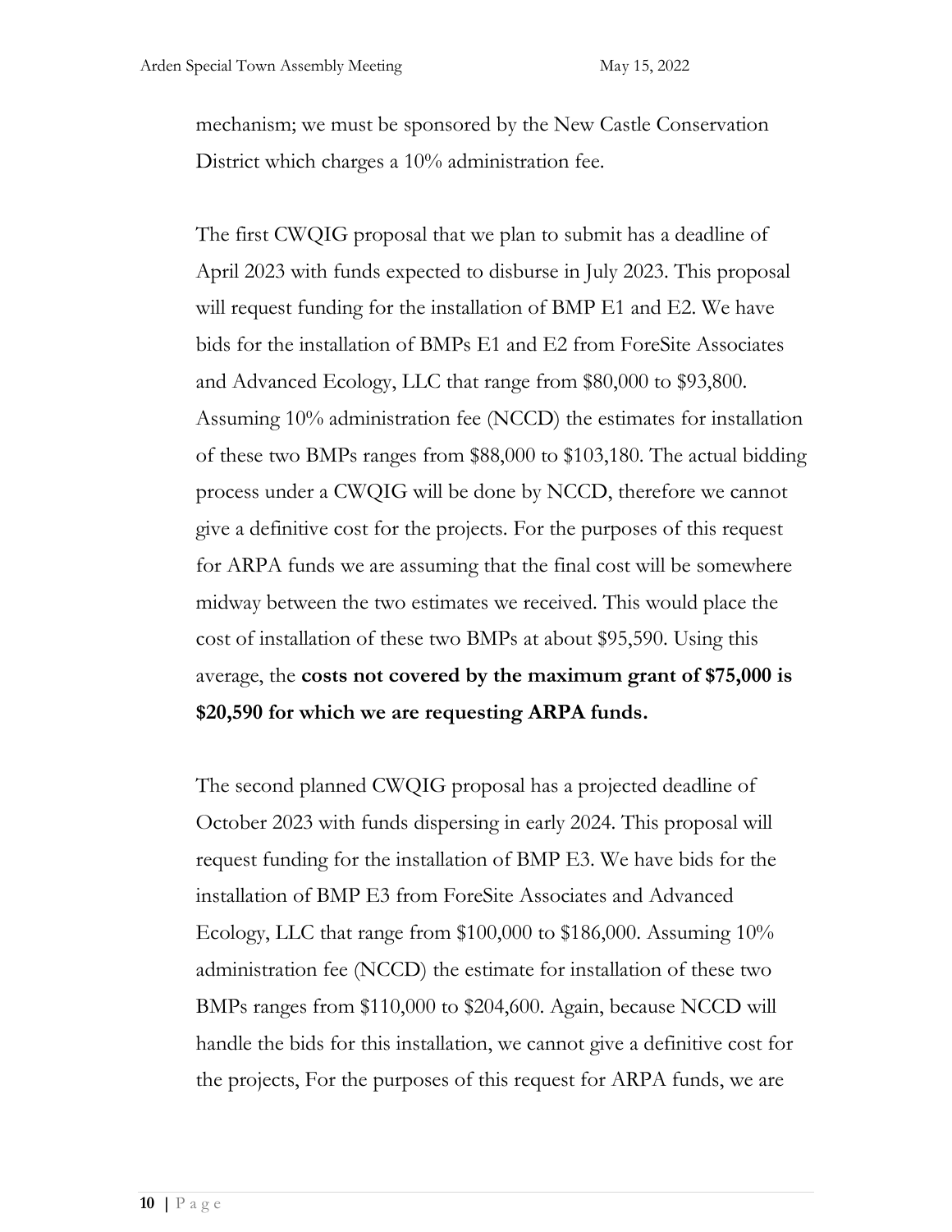mechanism; we must be sponsored by the New Castle Conservation District which charges a 10% administration fee.

The first CWQIG proposal that we plan to submit has a deadline of April 2023 with funds expected to disburse in July 2023. This proposal will request funding for the installation of BMP E1 and E2. We have bids for the installation of BMPs E1 and E2 from ForeSite Associates and Advanced Ecology, LLC that range from $80,000 to $93,800. Assuming 10% administration fee (NCCD) the estimates for installation of these two BMPs ranges from $88,000 to $103,180. The actual bidding process under a CWQIG will be done by NCCD, therefore we cannot give a definitive cost for the projects. For the purposes of this request for ARPA funds we are assuming that the final cost will be somewhere midway between the two estimates we received. This would place the cost of installation of these two BMPs at about $95,590. Using this average, the **costs not covered by the maximum grant of $75,000 is $20,590 for which we are requesting ARPA funds.**

The second planned CWQIG proposal has a projected deadline of October 2023 with funds dispersing in early 2024. This proposal will request funding for the installation of BMP E3. We have bids for the installation of BMP E3 from ForeSite Associates and Advanced Ecology, LLC that range from $100,000 to $186,000. Assuming 10% administration fee (NCCD) the estimate for installation of these two BMPs ranges from $110,000 to $204,600. Again, because NCCD will handle the bids for this installation, we cannot give a definitive cost for the projects, For the purposes of this request for ARPA funds, we are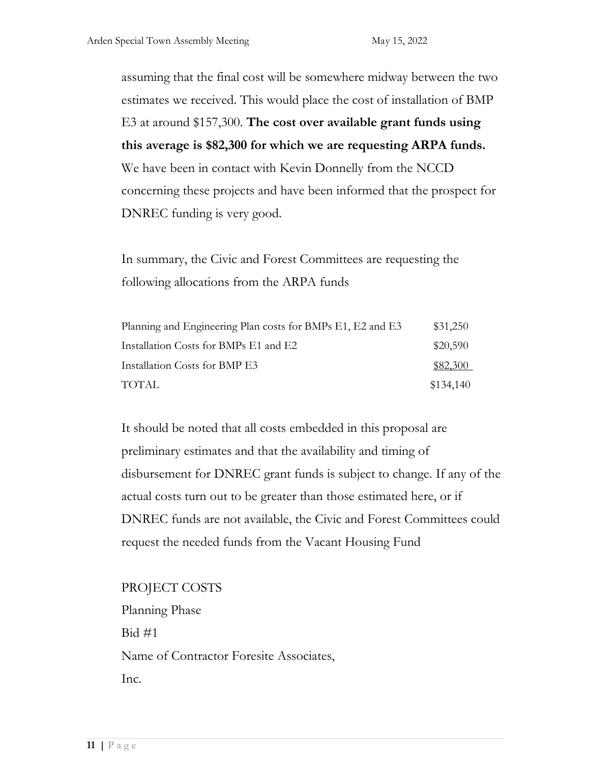assuming that the final cost will be somewhere midway between the two estimates we received. This would place the cost of installation of BMP E3 at around $157,300. **The cost over available grant funds using this average is $82,300 for which we are requesting ARPA funds.** We have been in contact with Kevin Donnelly from the NCCD concerning these projects and have been informed that the prospect for DNREC funding is very good.

In summary, the Civic and Forest Committees are requesting the following allocations from the ARPA funds

| | |
|---|---|
| Planning and Engineering Plan costs for BMPs E1, E2 and E3 | $31,250 |
| Installation Costs for BMPs E1 and E2 | $20,590 |
| Installation Costs for BMP E3 | $82,300 |
| TOTAL | $134,140 |

It should be noted that all costs embedded in this proposal are preliminary estimates and that the availability and timing of disbursement for DNREC grant funds is subject to change. If any of the actual costs turn out to be greater than those estimated here, or if DNREC funds are not available, the Civic and Forest Committees could request the needed funds from the Vacant Housing Fund

PROJECT COSTS

Planning Phase

Bid #1

Name of Contractor Foresite Associates, Inc.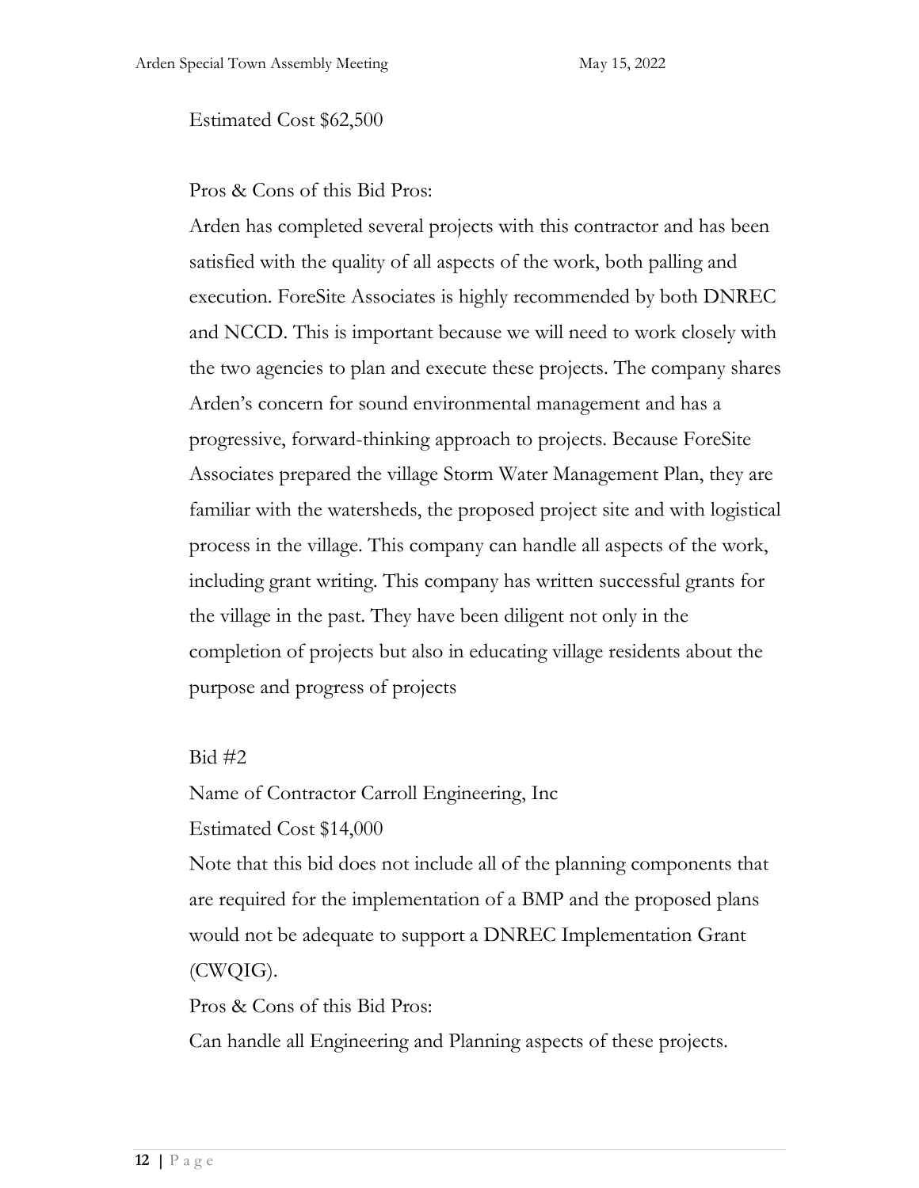Estimated Cost $62,500

Pros & Cons of this Bid Pros:

Arden has completed several projects with this contractor and has been satisfied with the quality of all aspects of the work, both palling and execution. ForeSite Associates is highly recommended by both DNREC and NCCD. This is important because we will need to work closely with the two agencies to plan and execute these projects. The company shares Arden's concern for sound environmental management and has a progressive, forward-thinking approach to projects. Because ForeSite Associates prepared the village Storm Water Management Plan, they are familiar with the watersheds, the proposed project site and with logistical process in the village. This company can handle all aspects of the work, including grant writing. This company has written successful grants for the village in the past. They have been diligent not only in the completion of projects but also in educating village residents about the purpose and progress of projects

Bid #2

Name of Contractor Carroll Engineering, Inc

Estimated Cost $14,000

Note that this bid does not include all of the planning components that are required for the implementation of a BMP and the proposed plans would not be adequate to support a DNREC Implementation Grant (CWQIG).

Pros & Cons of this Bid Pros:

Can handle all Engineering and Planning aspects of these projects.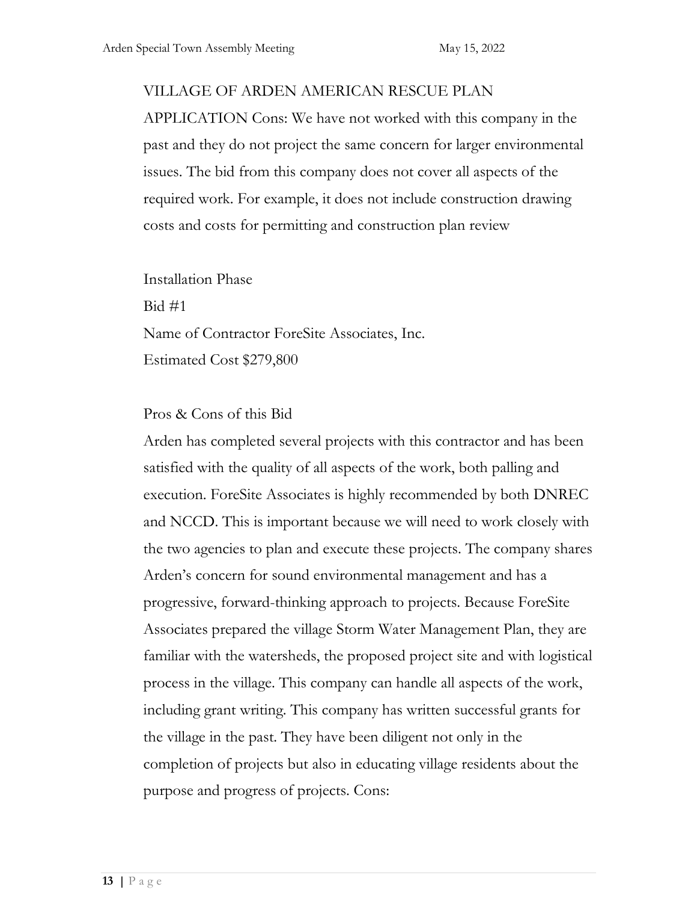VILLAGE OF ARDEN AMERICAN RESCUE PLAN APPLICATION Cons: We have not worked with this company in the past and they do not project the same concern for larger environmental issues. The bid from this company does not cover all aspects of the required work. For example, it does not include construction drawing costs and costs for permitting and construction plan review

Installation Phase
Bid #1
Name of Contractor ForeSite Associates, Inc.
Estimated Cost $279,800

Pros & Cons of this Bid
Arden has completed several projects with this contractor and has been satisfied with the quality of all aspects of the work, both palling and execution. ForeSite Associates is highly recommended by both DNREC and NCCD. This is important because we will need to work closely with the two agencies to plan and execute these projects. The company shares Arden's concern for sound environmental management and has a progressive, forward-thinking approach to projects. Because ForeSite Associates prepared the village Storm Water Management Plan, they are familiar with the watersheds, the proposed project site and with logistical process in the village. This company can handle all aspects of the work, including grant writing. This company has written successful grants for the village in the past. They have been diligent not only in the completion of projects but also in educating village residents about the purpose and progress of projects. Cons: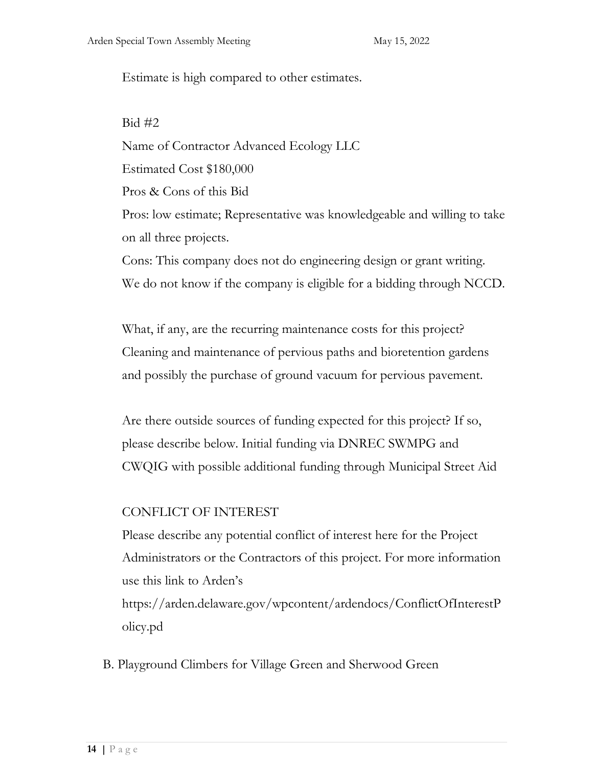Estimate is high compared to other estimates.

Bid #2

Name of Contractor Advanced Ecology LLC

Estimated Cost $180,000

Pros & Cons of this Bid

Pros: low estimate; Representative was knowledgeable and willing to take on all three projects.

Cons: This company does not do engineering design or grant writing. We do not know if the company is eligible for a bidding through NCCD.

What, if any, are the recurring maintenance costs for this project? Cleaning and maintenance of pervious paths and bioretention gardens and possibly the purchase of ground vacuum for pervious pavement.

Are there outside sources of funding expected for this project? If so, please describe below. Initial funding via DNREC SWMPG and CWQIG with possible additional funding through Municipal Street Aid

CONFLICT OF INTEREST

Please describe any potential conflict of interest here for the Project Administrators or the Contractors of this project. For more information use this link to Arden's https://arden.delaware.gov/wpcontent/ardendocs/ConflictOfInterestPolicy.pd

B. Playground Climbers for Village Green and Sherwood Green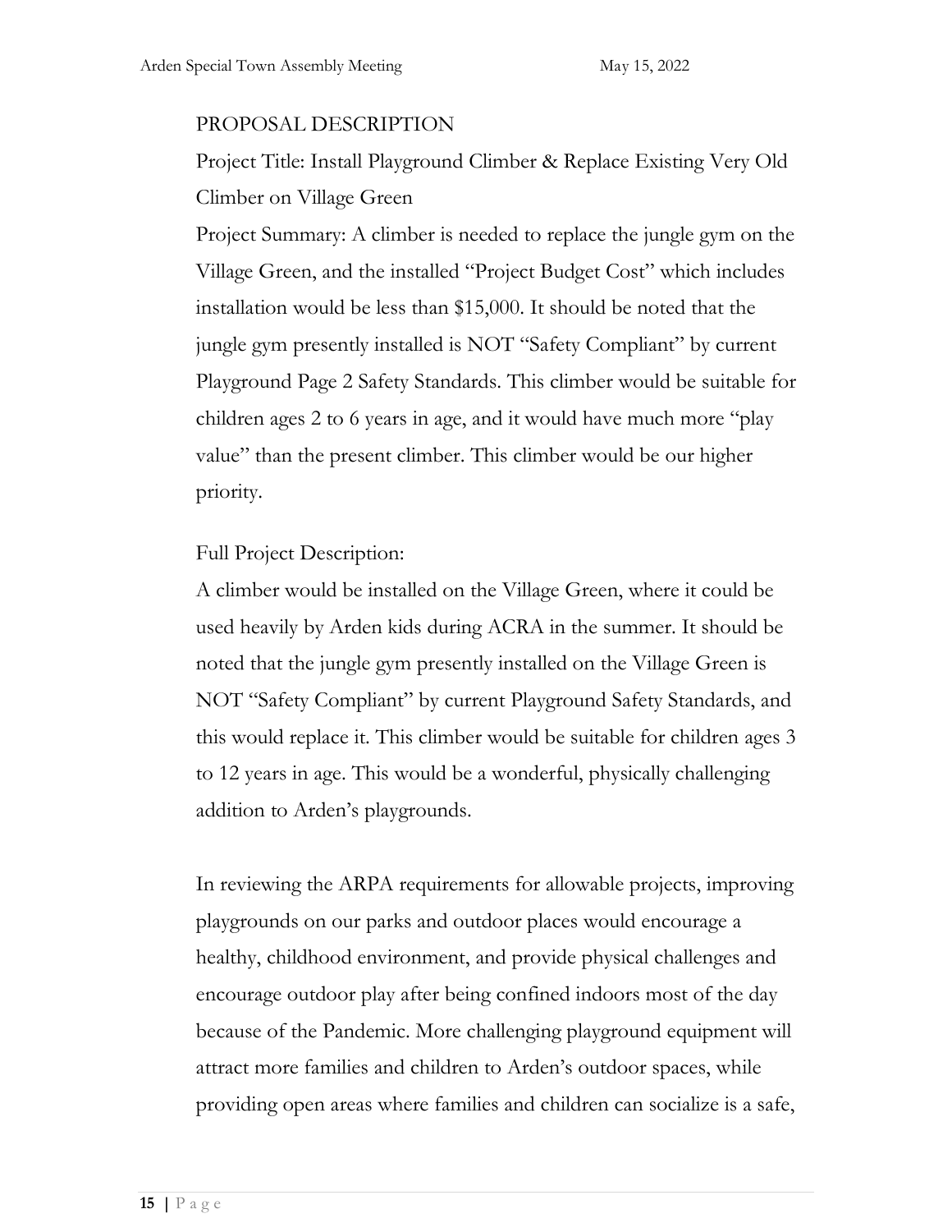PROPOSAL DESCRIPTION

Project Title: Install Playground Climber & Replace Existing Very Old Climber on Village Green

Project Summary: A climber is needed to replace the jungle gym on the Village Green, and the installed "Project Budget Cost" which includes installation would be less than $15,000. It should be noted that the jungle gym presently installed is NOT "Safety Compliant" by current Playground Page 2 Safety Standards. This climber would be suitable for children ages 2 to 6 years in age, and it would have much more "play value" than the present climber. This climber would be our higher priority.

Full Project Description:

A climber would be installed on the Village Green, where it could be used heavily by Arden kids during ACRA in the summer. It should be noted that the jungle gym presently installed on the Village Green is NOT "Safety Compliant" by current Playground Safety Standards, and this would replace it. This climber would be suitable for children ages 3 to 12 years in age. This would be a wonderful, physically challenging addition to Arden's playgrounds.

In reviewing the ARPA requirements for allowable projects, improving playgrounds on our parks and outdoor places would encourage a healthy, childhood environment, and provide physical challenges and encourage outdoor play after being confined indoors most of the day because of the Pandemic. More challenging playground equipment will attract more families and children to Arden's outdoor spaces, while providing open areas where families and children can socialize is a safe,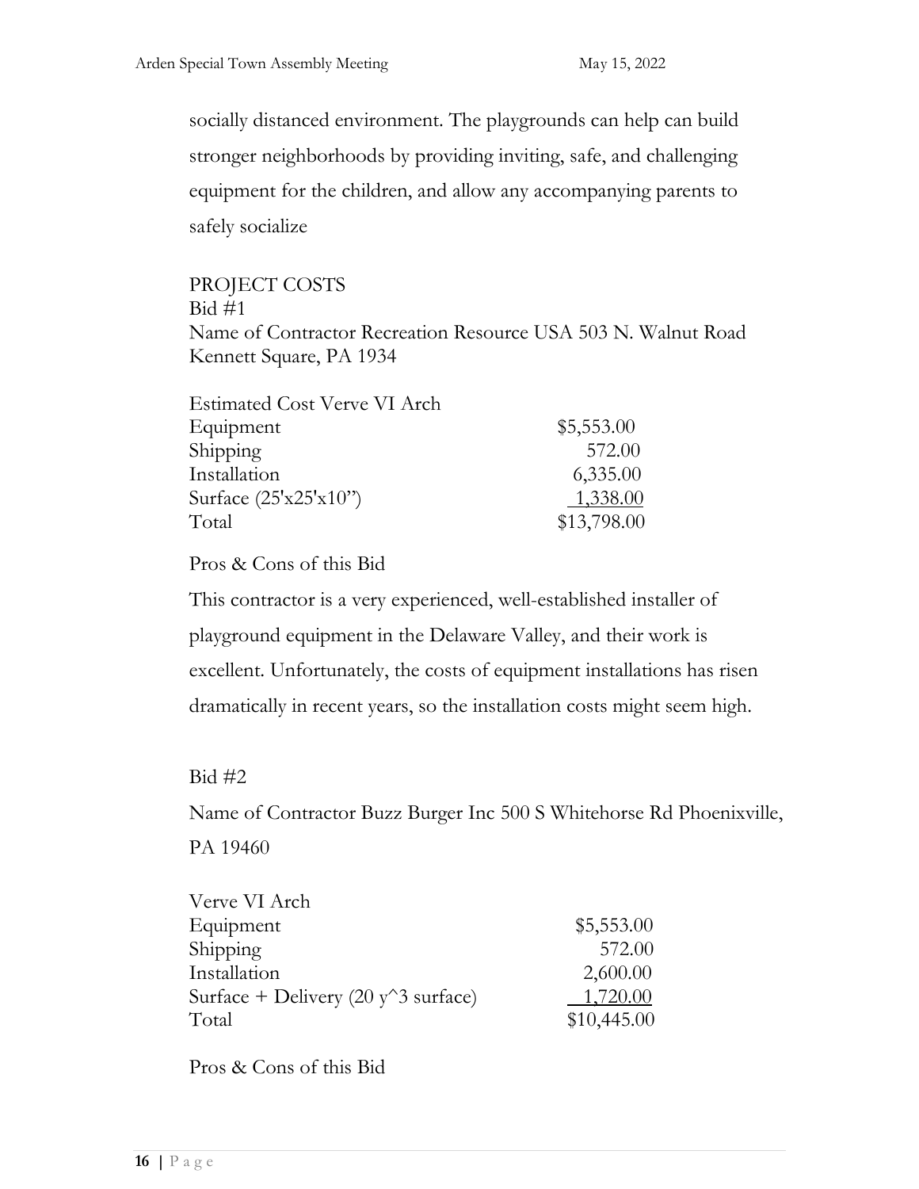socially distanced environment. The playgrounds can help can build stronger neighborhoods by providing inviting, safe, and challenging equipment for the children, and allow any accompanying parents to safely socialize

PROJECT COSTS
Bid #1
Name of Contractor Recreation Resource USA 503 N. Walnut Road Kennett Square, PA 1934

| Estimated Cost Verve VI Arch | |
|---|---|
| Equipment | $5,553.00 |
| Shipping | 572.00 |
| Installation | 6,335.00 |
| Surface (25'x25'x10") | 1,338.00 |
| Total | $13,798.00 |

Pros & Cons of this Bid

This contractor is a very experienced, well-established installer of playground equipment in the Delaware Valley, and their work is excellent. Unfortunately, the costs of equipment installations has risen dramatically in recent years, so the installation costs might seem high.

Bid #2

Name of Contractor Buzz Burger Inc 500 S Whitehorse Rd Phoenixville, PA 19460

| Verve VI Arch | |
|---|---|
| Equipment | $5,553.00 |
| Shipping | 572.00 |
| Installation | 2,600.00 |
| Surface + Delivery (20 y^3 surface) | 1,720.00 |
| Total | $10,445.00 |

Pros & Cons of this Bid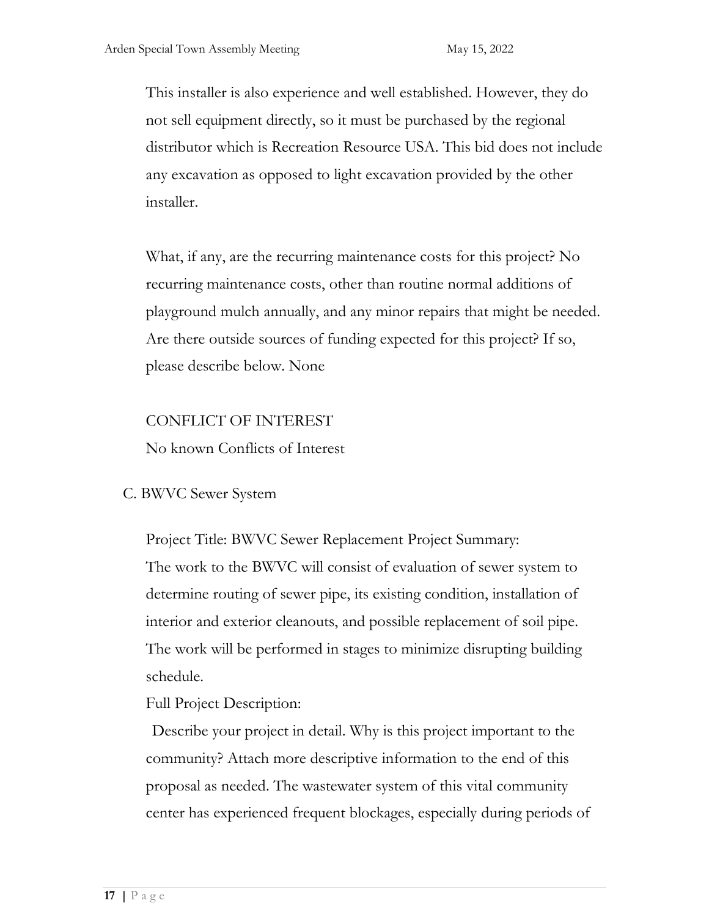This installer is also experience and well established. However, they do not sell equipment directly, so it must be purchased by the regional distributor which is Recreation Resource USA. This bid does not include any excavation as opposed to light excavation provided by the other installer.

What, if any, are the recurring maintenance costs for this project? No recurring maintenance costs, other than routine normal additions of playground mulch annually, and any minor repairs that might be needed. Are there outside sources of funding expected for this project? If so, please describe below. None

CONFLICT OF INTEREST

No known Conflicts of Interest

C. BWVC Sewer System

Project Title: BWVC Sewer Replacement Project Summary:

The work to the BWVC will consist of evaluation of sewer system to determine routing of sewer pipe, its existing condition, installation of interior and exterior cleanouts, and possible replacement of soil pipe. The work will be performed in stages to minimize disrupting building schedule.

Full Project Description:

Describe your project in detail. Why is this project important to the community? Attach more descriptive information to the end of this proposal as needed. The wastewater system of this vital community center has experienced frequent blockages, especially during periods of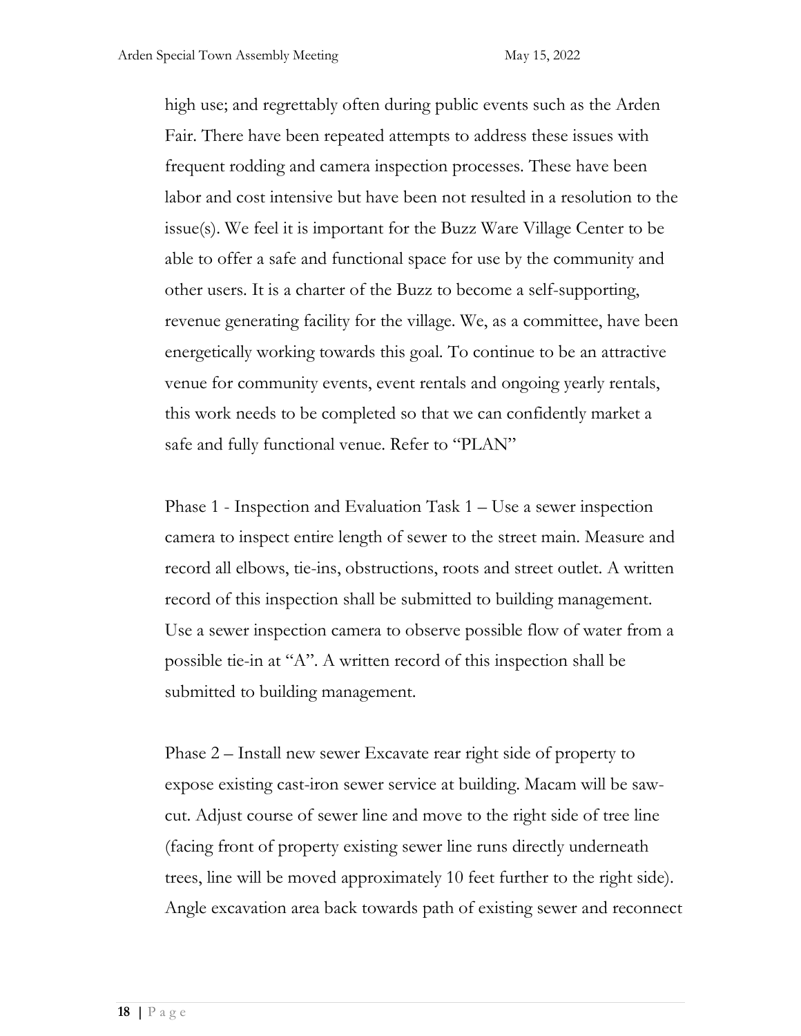high use; and regrettably often during public events such as the Arden Fair. There have been repeated attempts to address these issues with frequent rodding and camera inspection processes. These have been labor and cost intensive but have been not resulted in a resolution to the issue(s). We feel it is important for the Buzz Ware Village Center to be able to offer a safe and functional space for use by the community and other users. It is a charter of the Buzz to become a self-supporting, revenue generating facility for the village. We, as a committee, have been energetically working towards this goal. To continue to be an attractive venue for community events, event rentals and ongoing yearly rentals, this work needs to be completed so that we can confidently market a safe and fully functional venue. Refer to "PLAN"

Phase 1 - Inspection and Evaluation Task 1 – Use a sewer inspection camera to inspect entire length of sewer to the street main. Measure and record all elbows, tie-ins, obstructions, roots and street outlet. A written record of this inspection shall be submitted to building management. Use a sewer inspection camera to observe possible flow of water from a possible tie-in at "A". A written record of this inspection shall be submitted to building management.

Phase 2 – Install new sewer Excavate rear right side of property to expose existing cast-iron sewer service at building. Macam will be saw-cut. Adjust course of sewer line and move to the right side of tree line (facing front of property existing sewer line runs directly underneath trees, line will be moved approximately 10 feet further to the right side). Angle excavation area back towards path of existing sewer and reconnect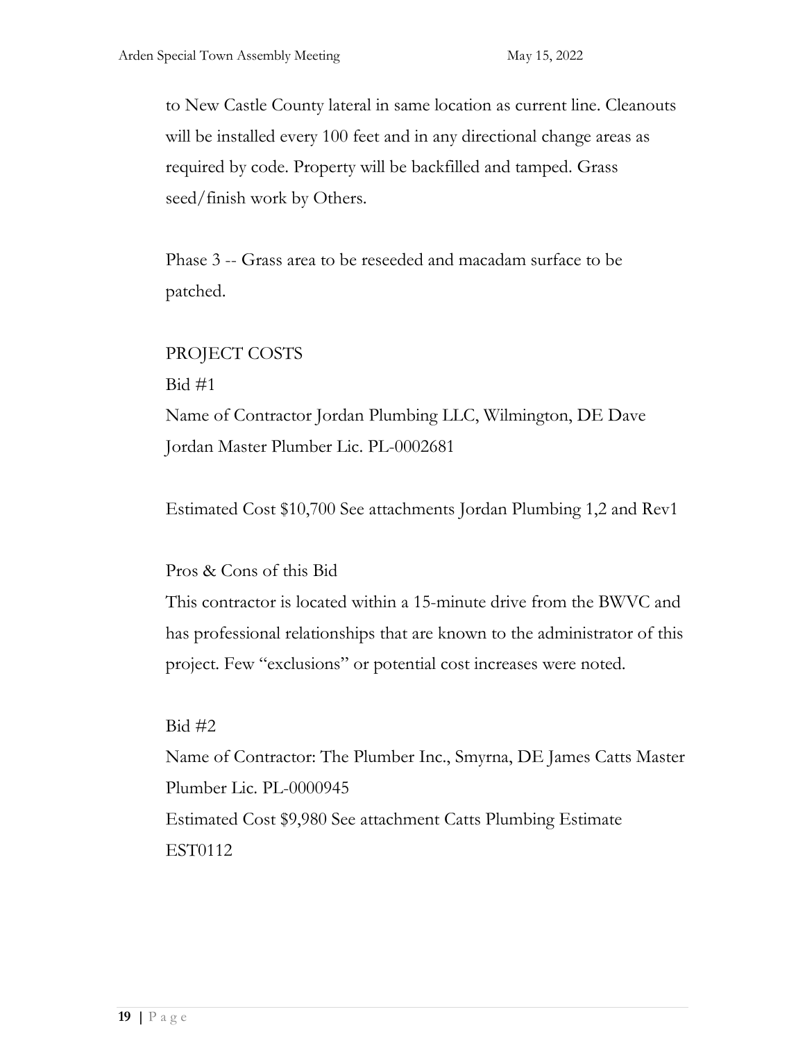to New Castle County lateral in same location as current line. Cleanouts will be installed every 100 feet and in any directional change areas as required by code. Property will be backfilled and tamped. Grass seed/finish work by Others.

Phase 3 -- Grass area to be reseeded and macadam surface to be patched.

PROJECT COSTS

Bid #1

Name of Contractor Jordan Plumbing LLC, Wilmington, DE Dave Jordan Master Plumber Lic. PL-0002681

Estimated Cost $10,700 See attachments Jordan Plumbing 1,2 and Rev1

Pros & Cons of this Bid

This contractor is located within a 15-minute drive from the BWVC and has professional relationships that are known to the administrator of this project. Few "exclusions" or potential cost increases were noted.

Bid #2

Name of Contractor: The Plumber Inc., Smyrna, DE James Catts Master Plumber Lic. PL-0000945

Estimated Cost $9,980 See attachment Catts Plumbing Estimate EST0112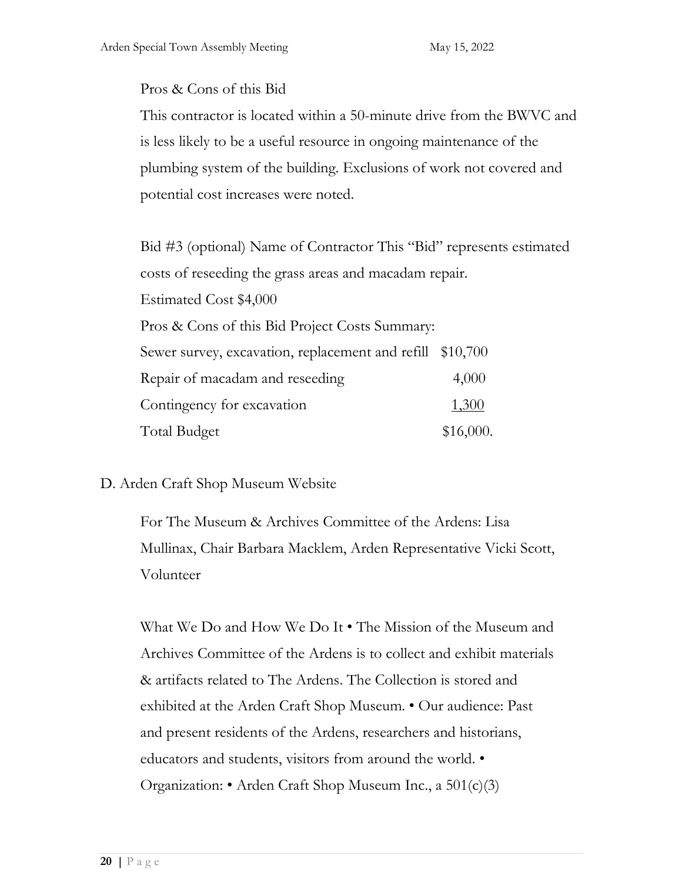Pros & Cons of this Bid

This contractor is located within a 50-minute drive from the BWVC and is less likely to be a useful resource in ongoing maintenance of the plumbing system of the building. Exclusions of work not covered and potential cost increases were noted.

Bid #3 (optional) Name of Contractor This "Bid" represents estimated costs of reseeding the grass areas and macadam repair.

Estimated Cost $4,000

Pros & Cons of this Bid Project Costs Summary:

| | |
|---|---|
| Sewer survey, excavation, replacement and refill | $10,700 |
| Repair of macadam and reseeding | 4,000 |
| Contingency for excavation | 1,300 |
| Total Budget | $16,000. |

D. Arden Craft Shop Museum Website

For The Museum & Archives Committee of the Ardens: Lisa Mullinax, Chair Barbara Macklem, Arden Representative Vicki Scott, Volunteer

What We Do and How We Do It • The Mission of the Museum and Archives Committee of the Ardens is to collect and exhibit materials & artifacts related to The Ardens. The Collection is stored and exhibited at the Arden Craft Shop Museum. • Our audience: Past and present residents of the Ardens, researchers and historians, educators and students, visitors from around the world. • Organization: • Arden Craft Shop Museum Inc., a 501(c)(3)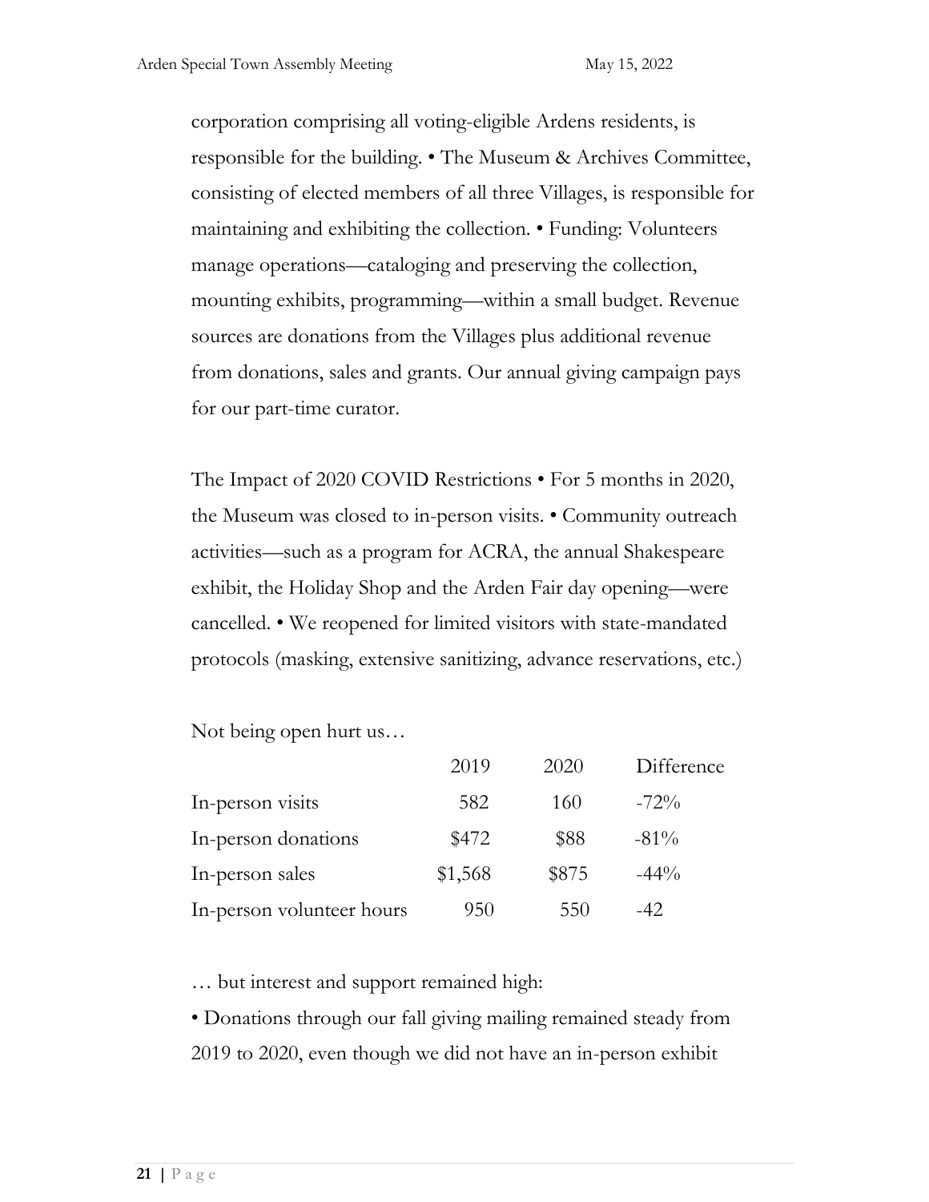corporation comprising all voting-eligible Ardens residents, is responsible for the building. • The Museum & Archives Committee, consisting of elected members of all three Villages, is responsible for maintaining and exhibiting the collection. • Funding: Volunteers manage operations—cataloging and preserving the collection, mounting exhibits, programming—within a small budget. Revenue sources are donations from the Villages plus additional revenue from donations, sales and grants. Our annual giving campaign pays for our part-time curator.

The Impact of 2020 COVID Restrictions • For 5 months in 2020, the Museum was closed to in-person visits. • Community outreach activities—such as a program for ACRA, the annual Shakespeare exhibit, the Holiday Shop and the Arden Fair day opening—were cancelled. • We reopened for limited visitors with state-mandated protocols (masking, extensive sanitizing, advance reservations, etc.)

Not being open hurt us…

| | 2019 | 2020 | Difference |
|---|---|---|---|
| In-person visits | 582 | 160 | -72% |
| In-person donations | $472 | $88 | -81% |
| In-person sales | $1,568 | $875 | -44% |
| In-person volunteer hours | 950 | 550 | -42 |

… but interest and support remained high:

• Donations through our fall giving mailing remained steady from 2019 to 2020, even though we did not have an in-person exhibit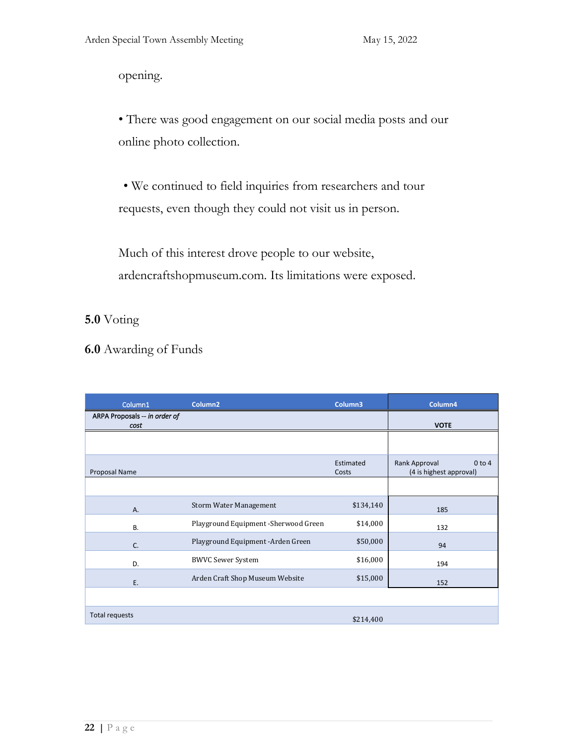opening.

• There was good engagement on our social media posts and our online photo collection.

• We continued to field inquiries from researchers and tour requests, even though they could not visit us in person.

Much of this interest drove people to our website, ardencraftshopmuseum.com. Its limitations were exposed.

**5.0** Voting

**6.0** Awarding of Funds

| Column1 | Column2 | Column3 | Column4 |
|---|---|---|---|
| ARPA Proposals -- *in order of cost* | | | VOTE |
| | | | |
| Proposal Name | | Estimated Costs | Rank Approval 0 to 4 (4 is highest approval) |
| | | | |
| A. | Storm Water Management | $134,140 | 185 |
| B. | Playground Equipment -Sherwood Green | $14,000 | 132 |
| C. | Playground Equipment -Arden Green | $50,000 | 94 |
| D. | BWVC Sewer System | $16,000 | 194 |
| E. | Arden Craft Shop Museum Website | $15,000 | 152 |
| | | | |
| Total requests | | $214,400 | |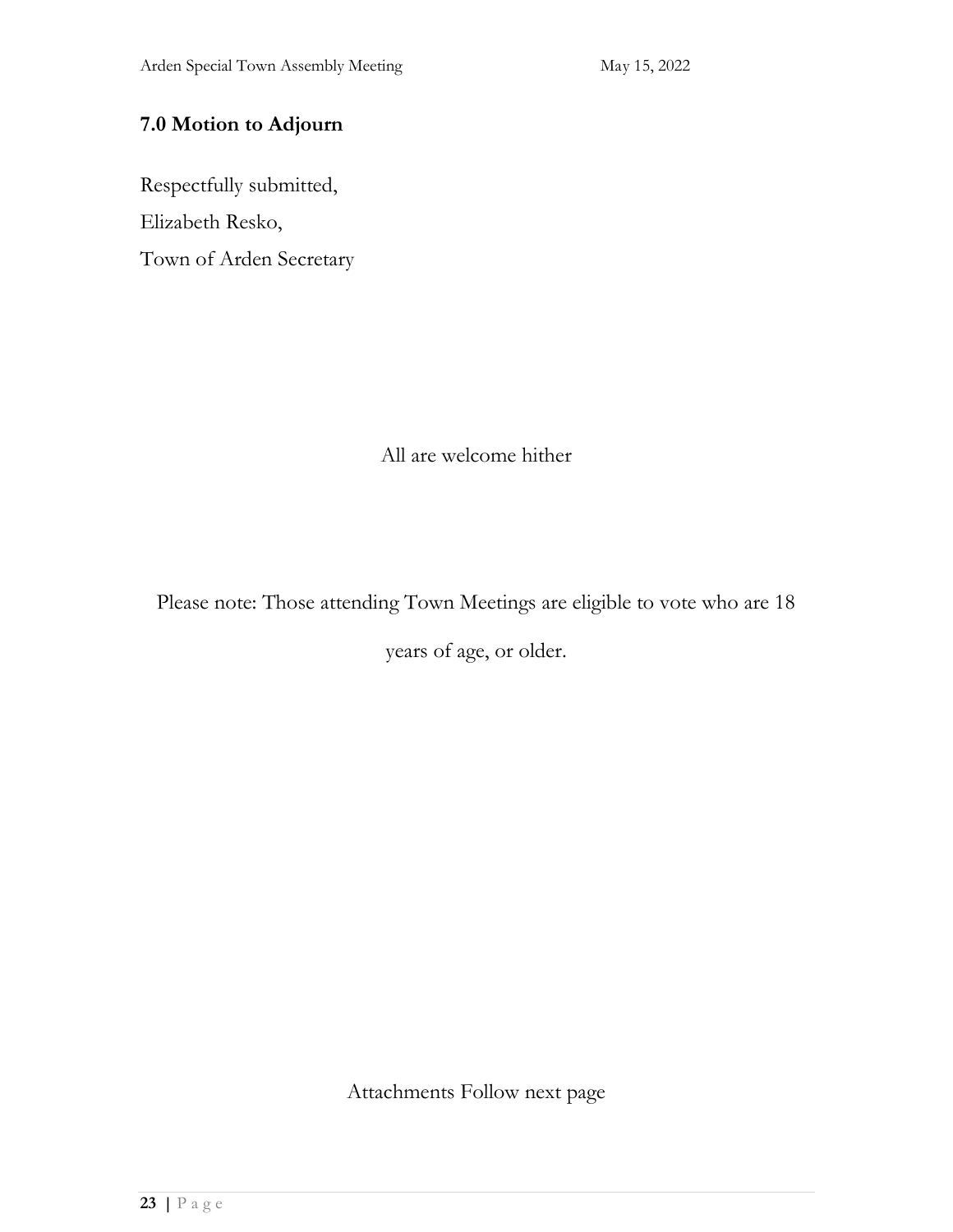## 7.0 Motion to Adjourn

Respectfully submitted,

Elizabeth Resko,

Town of Arden Secretary

All are welcome hither

Please note: Those attending Town Meetings are eligible to vote who are 18 years of age, or older.

Attachments Follow next page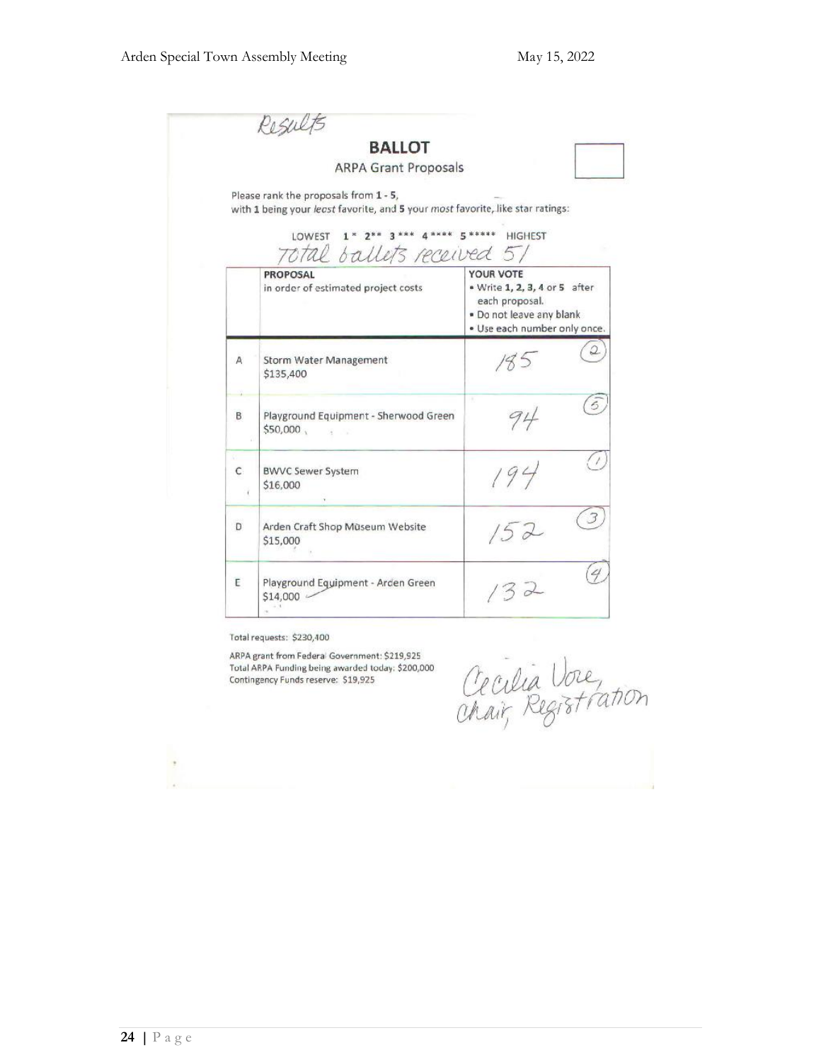Results

# BALLOT

ARPA Grant Proposals

Please rank the proposals from **1 - 5**,
with **1** being your *least* favorite, and **5** your *most* favorite, like star ratings:

LOWEST **1** * **2** ** **3** *** **4** **** **5** ***** HIGHEST

Total ballots received 51

| | **PROPOSAL** in order of estimated project costs | **YOUR VOTE** • Write **1, 2, 3, 4** or **5** after each proposal. • Do not leave any blank • Use each number only once. |
|---|---|---|
| A | Storm Water Management $135,400 | 185 (2) |
| B | Playground Equipment - Sherwood Green $50,000 | 94 (5) |
| C | BWVC Sewer System $16,000 | 194 (1) |
| D | Arden Craft Shop Museum Website $15,000 | 152 (3) |
| E | Playground Equipment - Arden Green $14,000 | 132 (4) |

Total requests: $230,400

ARPA grant from Federal Government: $219,925
Total ARPA Funding being awarded today: $200,000
Contingency Funds reserve: $19,925

Cecilia Vore,
Chair, Registration